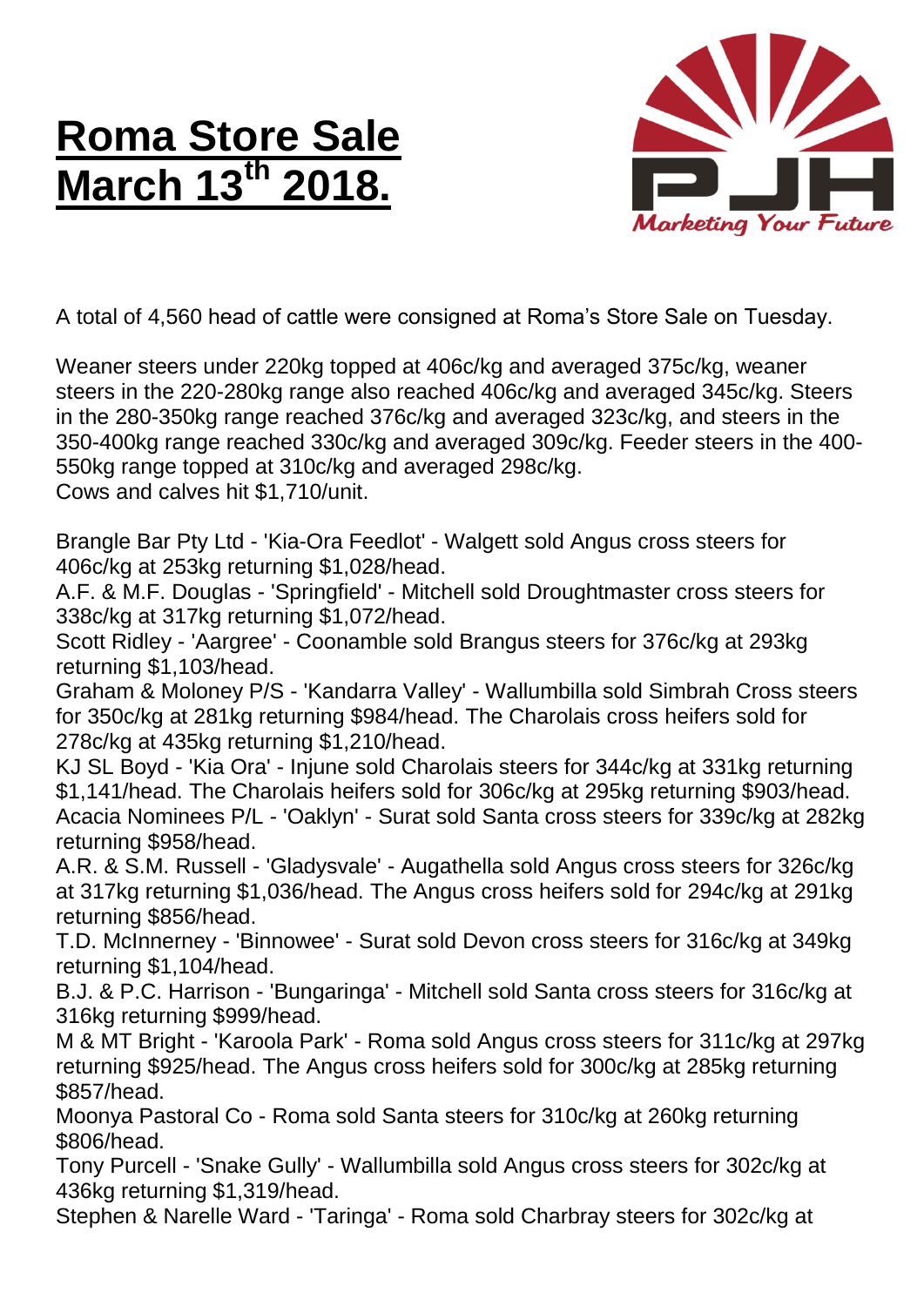# Roma Store Sale March 13th 2018.

A total of 4,560 head of cattle were consigned at Roma's Store Sale on Tuesday.

Weaner steers under 220kg topped at 406c/kg and averaged 375c/kg, weaner steers in the 220-280kg range also reached 406c/kg and averaged 345c/kg. Steers in the 280-350kg range reached 376c/kg and averaged 323c/kg, and steers in the 350-400kg range reached 330c/kg and averaged 309c/kg. Feeder steers in the 400-550kg range topped at 310c/kg and averaged 298c/kg.
Cows and calves hit $1,710/unit.

Brangle Bar Pty Ltd - 'Kia-Ora Feedlot' - Walgett sold Angus cross steers for 406c/kg at 253kg returning $1,028/head.
A.F. & M.F. Douglas - 'Springfield' - Mitchell sold Droughtmaster cross steers for 338c/kg at 317kg returning $1,072/head.
Scott Ridley - 'Aargree' - Coonamble sold Brangus steers for 376c/kg at 293kg returning $1,103/head.
Graham & Moloney P/S - 'Kandarra Valley' - Wallumbilla sold Simbrah Cross steers for 350c/kg at 281kg returning $984/head. The Charolais cross heifers sold for 278c/kg at 435kg returning $1,210/head.
KJ SL Boyd - 'Kia Ora' - Injune sold Charolais steers for 344c/kg at 331kg returning $1,141/head. The Charolais heifers sold for 306c/kg at 295kg returning $903/head.
Acacia Nominees P/L - 'Oaklyn' - Surat sold Santa cross steers for 339c/kg at 282kg returning $958/head.
A.R. & S.M. Russell - 'Gladysvale' - Augathella sold Angus cross steers for 326c/kg at 317kg returning $1,036/head. The Angus cross heifers sold for 294c/kg at 291kg returning $856/head.
T.D. McInnerney - 'Binnowee' - Surat sold Devon cross steers for 316c/kg at 349kg returning $1,104/head.
B.J. & P.C. Harrison - 'Bungaringa' - Mitchell sold Santa cross steers for 316c/kg at 316kg returning $999/head.
M & MT Bright - 'Karoola Park' - Roma sold Angus cross steers for 311c/kg at 297kg returning $925/head. The Angus cross heifers sold for 300c/kg at 285kg returning $857/head.
Moonya Pastoral Co - Roma sold Santa steers for 310c/kg at 260kg returning $806/head.
Tony Purcell - 'Snake Gully' - Wallumbilla sold Angus cross steers for 302c/kg at 436kg returning $1,319/head.
Stephen & Narelle Ward - 'Taringa' - Roma sold Charbray steers for 302c/kg at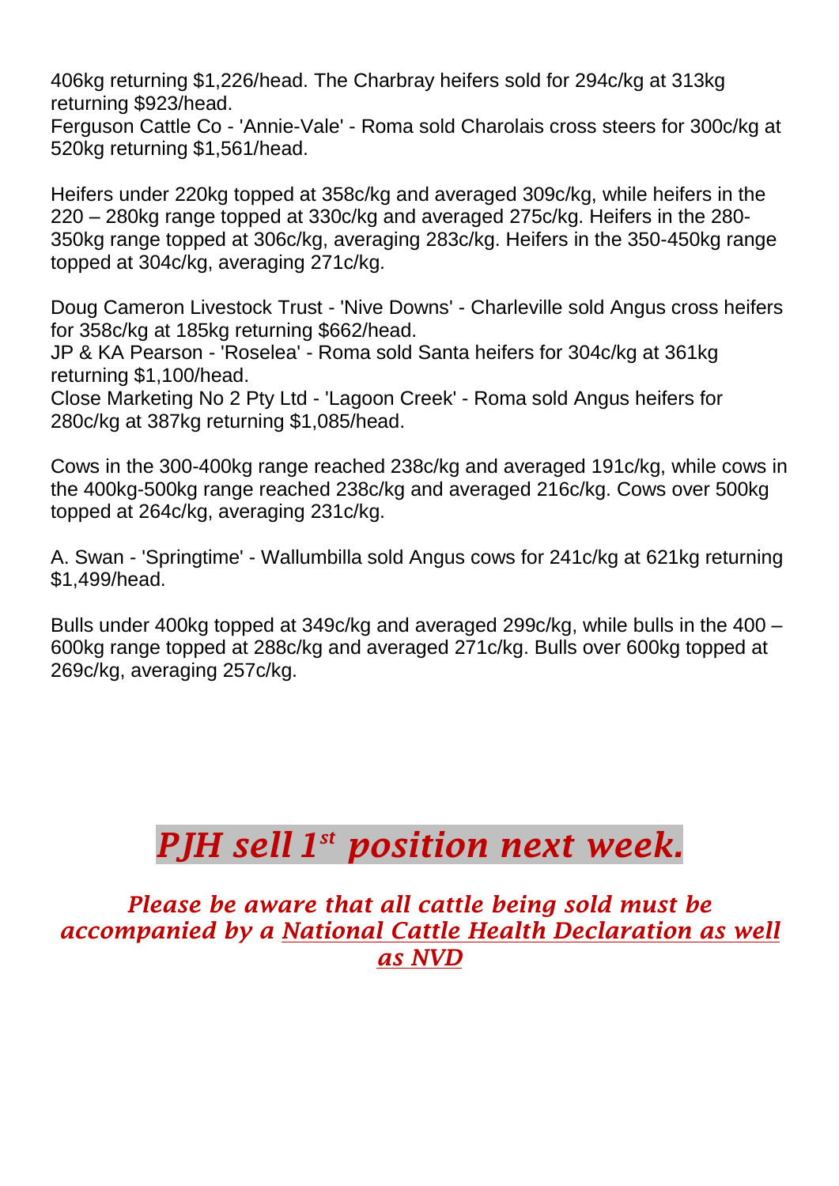406kg returning $1,226/head. The Charbray heifers sold for 294c/kg at 313kg returning $923/head.
Ferguson Cattle Co - 'Annie-Vale' - Roma sold Charolais cross steers for 300c/kg at 520kg returning $1,561/head.

Heifers under 220kg topped at 358c/kg and averaged 309c/kg, while heifers in the 220 – 280kg range topped at 330c/kg and averaged 275c/kg. Heifers in the 280-350kg range topped at 306c/kg, averaging 283c/kg. Heifers in the 350-450kg range topped at 304c/kg, averaging 271c/kg.

Doug Cameron Livestock Trust - 'Nive Downs' - Charleville sold Angus cross heifers for 358c/kg at 185kg returning $662/head.
JP & KA Pearson - 'Roselea' - Roma sold Santa heifers for 304c/kg at 361kg returning $1,100/head.
Close Marketing No 2 Pty Ltd - 'Lagoon Creek' - Roma sold Angus heifers for 280c/kg at 387kg returning $1,085/head.

Cows in the 300-400kg range reached 238c/kg and averaged 191c/kg, while cows in the 400kg-500kg range reached 238c/kg and averaged 216c/kg. Cows over 500kg topped at 264c/kg, averaging 231c/kg.

A. Swan - 'Springtime' - Wallumbilla sold Angus cows for 241c/kg at 621kg returning $1,499/head.

Bulls under 400kg topped at 349c/kg and averaged 299c/kg, while bulls in the 400 – 600kg range topped at 288c/kg and averaged 271c/kg. Bulls over 600kg topped at 269c/kg, averaging 257c/kg.

# *PJH sell 1st position next week.*

***Please be aware that all cattle being sold must be accompanied by a National Cattle Health Declaration as well as NVD***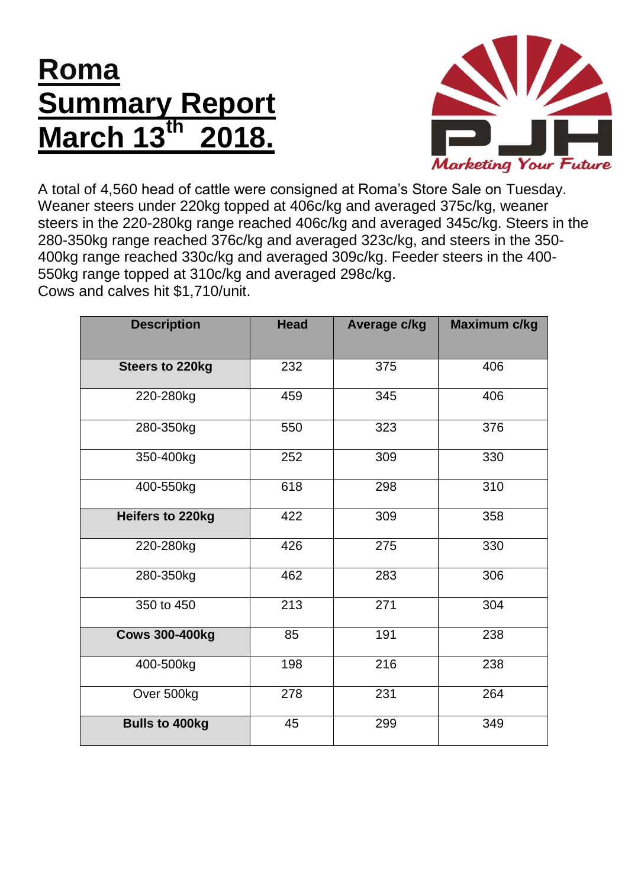# Roma Summary Report March 13th 2018.

Marketing Your Future

A total of 4,560 head of cattle were consigned at Roma's Store Sale on Tuesday. Weaner steers under 220kg topped at 406c/kg and averaged 375c/kg, weaner steers in the 220-280kg range reached 406c/kg and averaged 345c/kg. Steers in the 280-350kg range reached 376c/kg and averaged 323c/kg, and steers in the 350-400kg range reached 330c/kg and averaged 309c/kg. Feeder steers in the 400-550kg range topped at 310c/kg and averaged 298c/kg.
Cows and calves hit $1,710/unit.

| Description | Head | Average c/kg | Maximum c/kg |
|---|---|---|---|
| **Steers to 220kg** | 232 | 375 | 406 |
| 220-280kg | 459 | 345 | 406 |
| 280-350kg | 550 | 323 | 376 |
| 350-400kg | 252 | 309 | 330 |
| 400-550kg | 618 | 298 | 310 |
| **Heifers to 220kg** | 422 | 309 | 358 |
| 220-280kg | 426 | 275 | 330 |
| 280-350kg | 462 | 283 | 306 |
| 350 to 450 | 213 | 271 | 304 |
| **Cows 300-400kg** | 85 | 191 | 238 |
| 400-500kg | 198 | 216 | 238 |
| Over 500kg | 278 | 231 | 264 |
| **Bulls to 400kg** | 45 | 299 | 349 |